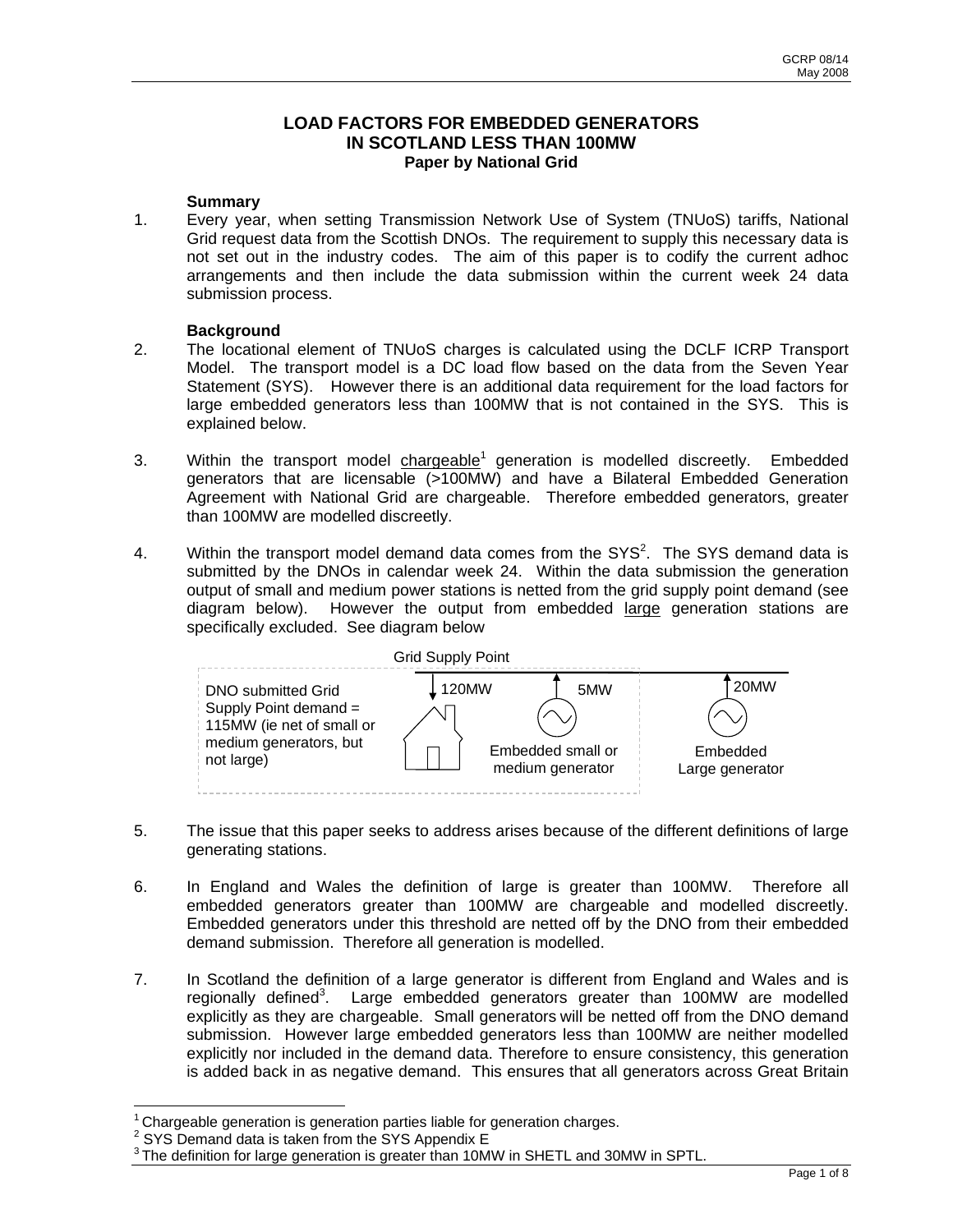GCRP 08/14
May 2008

# LOAD FACTORS FOR EMBEDDED GENERATORS IN SCOTLAND LESS THAN 100MW

**Paper by National Grid**

### Summary

1. Every year, when setting Transmission Network Use of System (TNUoS) tariffs, National Grid request data from the Scottish DNOs. The requirement to supply this necessary data is not set out in the industry codes. The aim of this paper is to codify the current adhoc arrangements and then include the data submission within the current week 24 data submission process.

### Background

2. The locational element of TNUoS charges is calculated using the DCLF ICRP Transport Model. The transport model is a DC load flow based on the data from the Seven Year Statement (SYS). However there is an additional data requirement for the load factors for large embedded generators less than 100MW that is not contained in the SYS. This is explained below.

3. Within the transport model chargeable[1] generation is modelled discreetly. Embedded generators that are licensable (>100MW) and have a Bilateral Embedded Generation Agreement with National Grid are chargeable. Therefore embedded generators, greater than 100MW are modelled discreetly.

4. Within the transport model demand data comes from the SYS[2]. The SYS demand data is submitted by the DNOs in calendar week 24. Within the data submission the generation output of small and medium power stations is netted from the grid supply point demand (see diagram below). However the output from embedded large generation stations are specifically excluded. See diagram below

Grid Supply Point

DNO submitted Grid Supply Point demand = 115MW (ie net of small or medium generators, but not large)

120MW | 5MW | 20MW

Embedded small or medium generator

Embedded Large generator

5. The issue that this paper seeks to address arises because of the different definitions of large generating stations.

6. In England and Wales the definition of large is greater than 100MW. Therefore all embedded generators greater than 100MW are chargeable and modelled discreetly. Embedded generators under this threshold are netted off by the DNO from their embedded demand submission. Therefore all generation is modelled.

7. In Scotland the definition of a large generator is different from England and Wales and is regionally defined[3]. Large embedded generators greater than 100MW are modelled explicitly as they are chargeable. Small generators will be netted off from the DNO demand submission. However large embedded generators less than 100MW are neither modelled explicitly nor included in the demand data. Therefore to ensure consistency, this generation is added back in as negative demand. This ensures that all generators across Great Britain

---

[1] Chargeable generation is generation parties liable for generation charges.

[2] SYS Demand data is taken from the SYS Appendix E

[3] The definition for large generation is greater than 10MW in SHETL and 30MW in SPTL.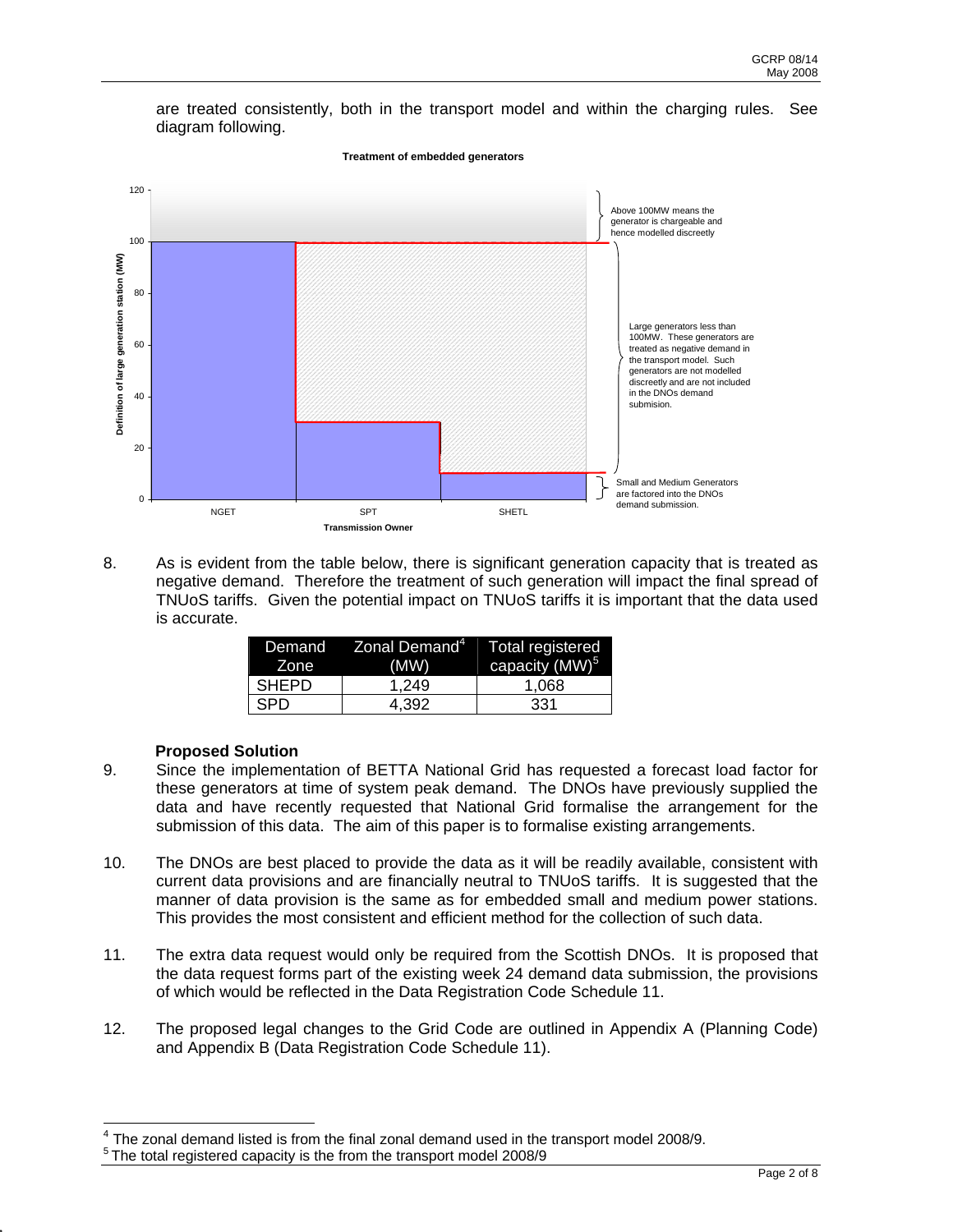are treated consistently, both in the transport model and within the charging rules. See diagram following.

**Treatment of embedded generators**

8. As is evident from the table below, there is significant generation capacity that is treated as negative demand. Therefore the treatment of such generation will impact the final spread of TNUoS tariffs. Given the potential impact on TNUoS tariffs it is important that the data used is accurate.

| Demand Zone | Zonal Demand[4] (MW) | Total registered capacity (MW)[5] |
|---|---|---|
| SHEPD | 1,249 | 1,068 |
| SPD | 4,392 | 331 |

**Proposed Solution**

9. Since the implementation of BETTA National Grid has requested a forecast load factor for these generators at time of system peak demand. The DNOs have previously supplied the data and have recently requested that National Grid formalise the arrangement for the submission of this data. The aim of this paper is to formalise existing arrangements.

10. The DNOs are best placed to provide the data as it will be readily available, consistent with current data provisions and are financially neutral to TNUoS tariffs. It is suggested that the manner of data provision is the same as for embedded small and medium power stations. This provides the most consistent and efficient method for the collection of such data.

11. The extra data request would only be required from the Scottish DNOs. It is proposed that the data request forms part of the existing week 24 demand data submission, the provisions of which would be reflected in the Data Registration Code Schedule 11.

12. The proposed legal changes to the Grid Code are outlined in Appendix A (Planning Code) and Appendix B (Data Registration Code Schedule 11).

---

[4] The zonal demand listed is from the final zonal demand used in the transport model 2008/9.

[5] The total registered capacity is the from the transport model 2008/9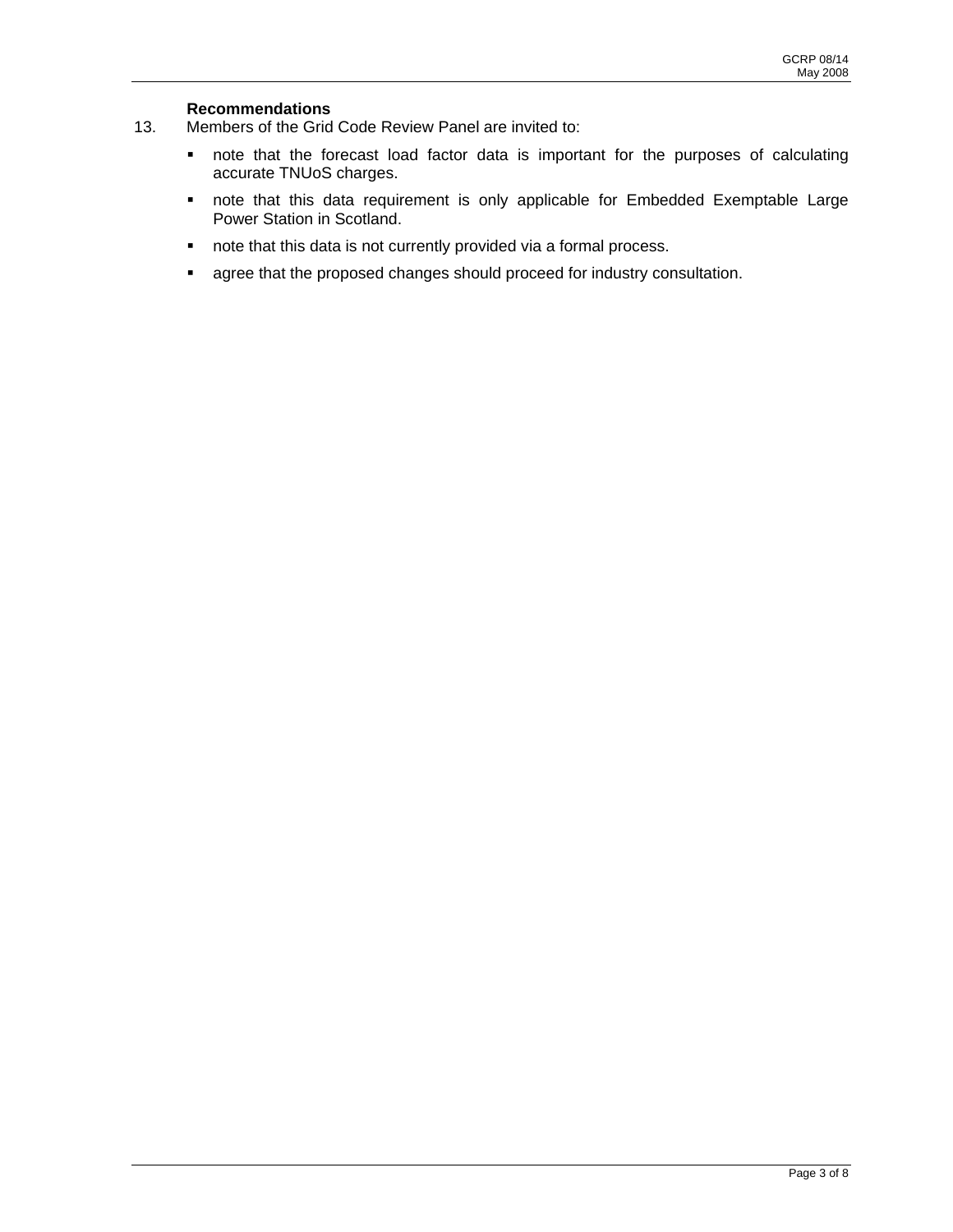**Recommendations**

13. Members of the Grid Code Review Panel are invited to:

- note that the forecast load factor data is important for the purposes of calculating accurate TNUoS charges.
- note that this data requirement is only applicable for Embedded Exemptable Large Power Station in Scotland.
- note that this data is not currently provided via a formal process.
- agree that the proposed changes should proceed for industry consultation.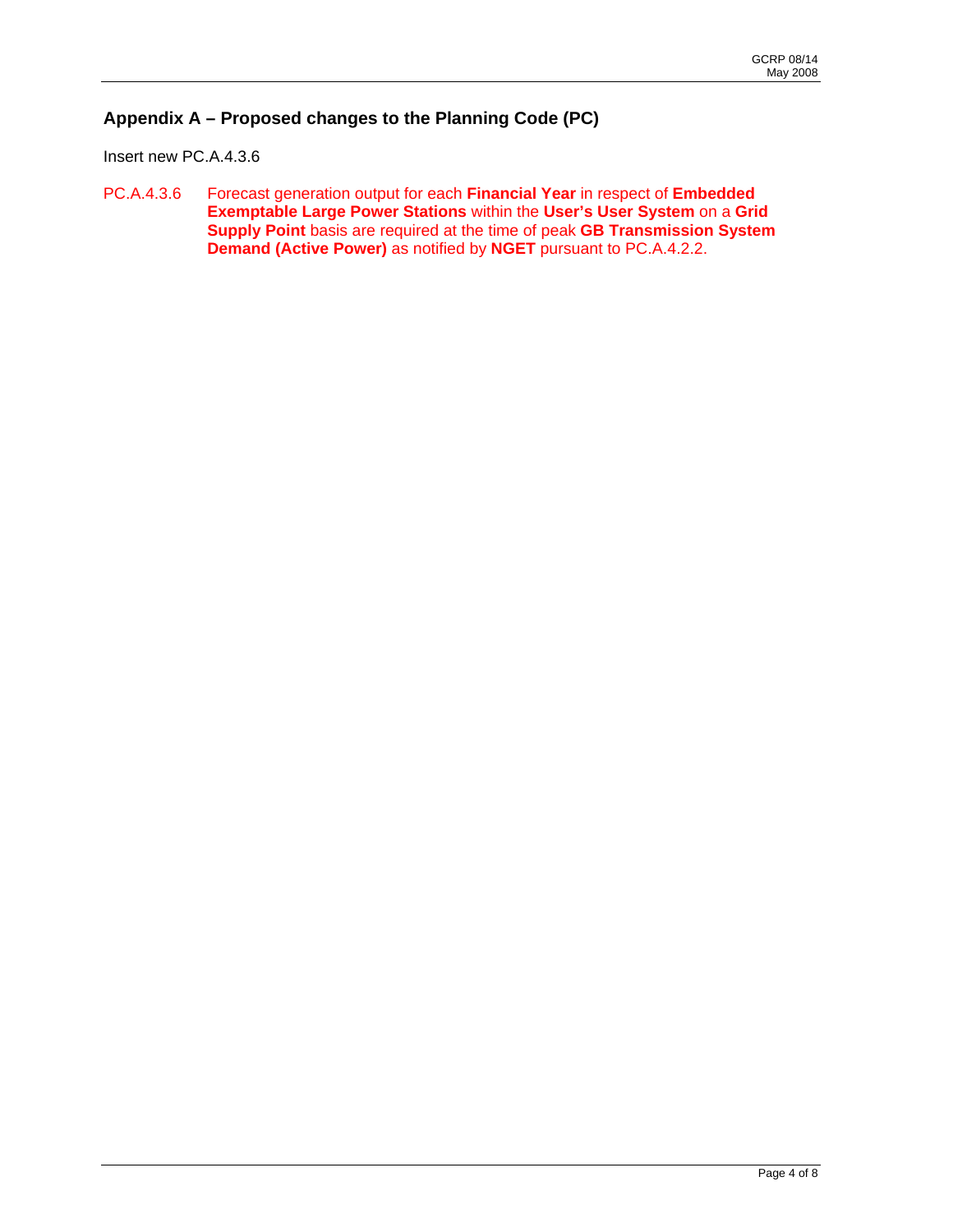## Appendix A – Proposed changes to the Planning Code (PC)

Insert new PC.A.4.3.6

PC.A.4.3.6 Forecast generation output for each **Financial Year** in respect of **Embedded Exemptable Large Power Stations** within the **User's User System** on a **Grid Supply Point** basis are required at the time of peak **GB Transmission System Demand (Active Power)** as notified by **NGET** pursuant to PC.A.4.2.2.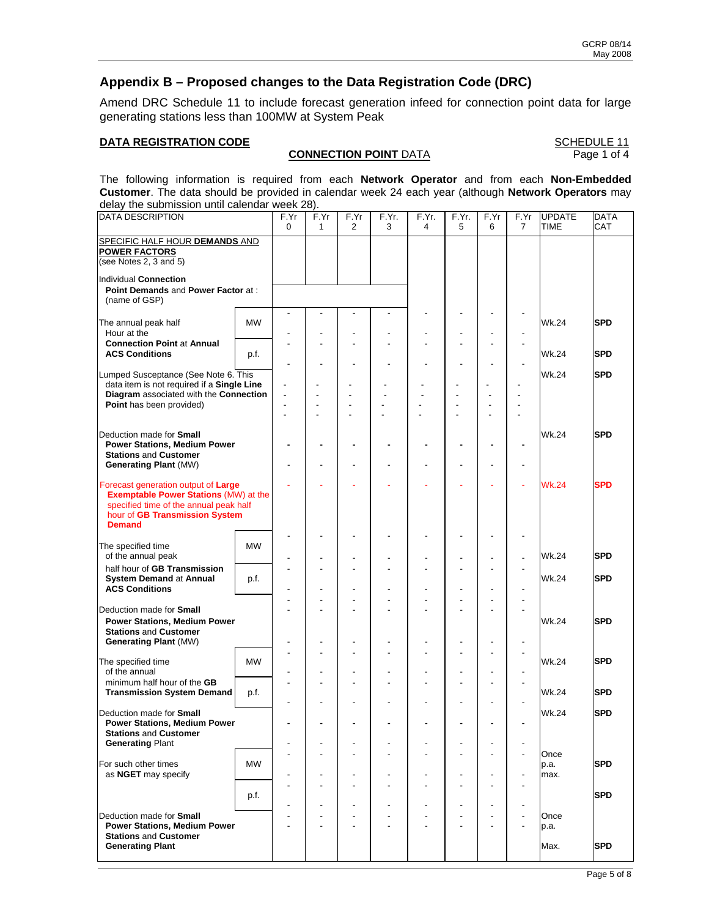## Appendix B – Proposed changes to the Data Registration Code (DRC)

Amend DRC Schedule 11 to include forecast generation infeed for connection point data for large generating stations less than 100MW at System Peak

**DATA REGISTRATION CODE**

SCHEDULE 11
Page 1 of 4

**CONNECTION POINT** DATA

The following information is required from each **Network Operator** and from each **Non-Embedded Customer**. The data should be provided in calendar week 24 each year (although **Network Operators** may delay the submission until calendar week 28).

| DATA DESCRIPTION | | F.Yr 0 | F.Yr 1 | F.Yr 2 | F.Yr. 3 | F.Yr. 4 | F.Yr. 5 | F.Yr 6 | F.Yr 7 | UPDATE TIME | DATA CAT |
|---|---|---|---|---|---|---|---|---|---|---|---|
| SPECIFIC HALF HOUR **DEMANDS** AND **POWER FACTORS** (see Notes 2, 3 and 5) | | | | | | | | | | | |
| Individual **Connection Point Demands** and **Power Factor** at : (name of GSP) | | | | | | | | | | | |
| The annual peak half Hour at the **Connection Point** at **Annual ACS Conditions** | MW | - | - | - | - | - | - | - | - | Wk.24 | **SPD** |
| | p.f. | - | - | - | - | - | - | - | - | Wk.24 | **SPD** |
| Lumped Susceptance (See Note 6. This data item is not required if a **Single Line Diagram** associated with the **Connection Point** has been provided) | | - | - | - | - | - | - | - | - | Wk.24 | **SPD** |
| Deduction made for **Small Power Stations, Medium Power Stations** and **Customer Generating Plant** (MW) | | - | - | - | - | - | - | - | - | Wk.24 | **SPD** |
| Forecast generation output of **Large Exemptable Power Stations** (MW) at the specified time of the annual peak half hour of **GB Transmission System Demand** | | - | - | - | - | - | - | - | - | Wk.24 | **SPD** |
| The specified time of the annual peak half hour of **GB Transmission System Demand** at **Annual ACS Conditions** | MW | - | - | - | - | - | - | - | - | Wk.24 | **SPD** |
| | p.f. | - | - | - | - | - | - | - | - | Wk.24 | **SPD** |
| Deduction made for **Small Power Stations, Medium Power Stations** and **Customer Generating Plant** (MW) | | - | - | - | - | - | - | - | - | Wk.24 | **SPD** |
| The specified time of the annual minimum half hour of the **GB Transmission System Demand** | MW | - | - | - | - | - | - | - | - | Wk.24 | **SPD** |
| | p.f. | - | - | - | - | - | - | - | - | Wk.24 | **SPD** |
| Deduction made for **Small Power Stations, Medium Power Stations** and **Customer Generating** Plant | | - | - | - | - | - | - | - | - | Wk.24 | **SPD** |
| For such other times as **NGET** may specify | MW | - | - | - | - | - | - | - | - | Once p.a. max. | **SPD** |
| | p.f. | - | - | - | - | - | - | - | - | | **SPD** |
| Deduction made for **Small Power Stations, Medium Power Stations** and **Customer Generating Plant** | | - | - | - | - | - | - | - | - | Once p.a. Max. | **SPD** |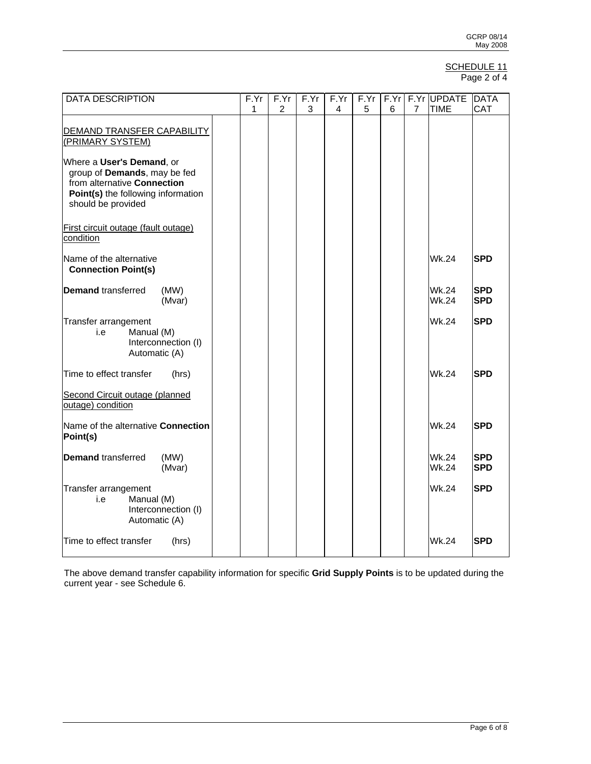SCHEDULE 11
Page 2 of 4

| DATA DESCRIPTION | | F.Yr 1 | F.Yr 2 | F.Yr 3 | F.Yr 4 | F.Yr 5 | F.Yr 6 | F.Yr 7 | UPDATE TIME | DATA CAT |
|---|---|---|---|---|---|---|---|---|---|---|
| DEMAND TRANSFER CAPABILITY (PRIMARY SYSTEM) | | | | | | | | | | |
| Where a **User's Demand**, or group of **Demands**, may be fed from alternative **Connection Point(s)** the following information should be provided | | | | | | | | | | |
| First circuit outage (fault outage) condition | | | | | | | | | | |
| Name of the alternative **Connection Point(s)** | | | | | | | | | Wk.24 | **SPD** |
| **Demand** transferred (MW) (Mvar) | | | | | | | | | Wk.24 Wk.24 | **SPD** **SPD** |
| Transfer arrangement i.e Manual (M) Interconnection (I) Automatic (A) | | | | | | | | | Wk.24 | **SPD** |
| Time to effect transfer (hrs) | | | | | | | | | Wk.24 | **SPD** |
| Second Circuit outage (planned outage) condition | | | | | | | | | | |
| Name of the alternative **Connection Point(s)** | | | | | | | | | Wk.24 | **SPD** |
| **Demand** transferred (MW) (Mvar) | | | | | | | | | Wk.24 Wk.24 | **SPD** **SPD** |
| Transfer arrangement i.e Manual (M) Interconnection (I) Automatic (A) | | | | | | | | | Wk.24 | **SPD** |
| Time to effect transfer (hrs) | | | | | | | | | Wk.24 | **SPD** |

The above demand transfer capability information for specific **Grid Supply Points** is to be updated during the current year - see Schedule 6.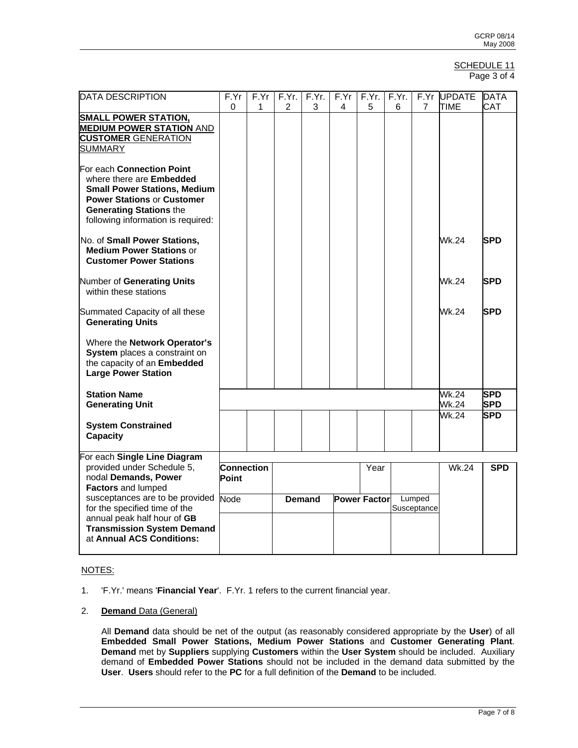SCHEDULE 11
Page 3 of 4

| DATA DESCRIPTION | F.Yr 0 | F.Yr 1 | F.Yr. 2 | F.Yr. 3 | F.Yr 4 | F.Yr. 5 | F.Yr. 6 | F.Yr 7 | UPDATE TIME | DATA CAT |
|---|---|---|---|---|---|---|---|---|---|---|
| **SMALL POWER STATION, MEDIUM POWER STATION** AND **CUSTOMER** GENERATION SUMMARY | | | | | | | | | | |
| For each **Connection Point** where there are **Embedded Small Power Stations, Medium Power Stations** or **Customer Generating Stations** the following information is required: | | | | | | | | | | |
| No. of **Small Power Stations, Medium Power Stations** or **Customer Power Stations** | | | | | | | | | Wk.24 | **SPD** |
| Number of **Generating Units** within these stations | | | | | | | | | Wk.24 | **SPD** |
| Summated Capacity of all these **Generating Units** | | | | | | | | | Wk.24 | **SPD** |
| Where the **Network Operator's System** places a constraint on the capacity of an **Embedded Large Power Station** | | | | | | | | | | |
| **Station Name** | | | | | | | | | Wk.24 | **SPD** |
| **Generating Unit** | | | | | | | | | Wk.24 | **SPD** |
| **System Constrained Capacity** | | | | | | | | | Wk.24 | **SPD** |
| For each **Single Line Diagram** provided under Schedule 5, nodal **Demands, Power Factors** and lumped susceptances are to be provided for the specified time of the annual peak half hour of **GB Transmission System Demand** at **Annual ACS Conditions:** | **Connection Point** | | | | | Year | | | Wk.24 | **SPD** |
| | Node | | **Demand** | | **Power Factor** | | Lumped Susceptance | | | |

NOTES:

1. 'F.Yr.' means '**Financial Year**'. F.Yr. 1 refers to the current financial year.

2. **Demand** Data (General)

   All **Demand** data should be net of the output (as reasonably considered appropriate by the **User**) of all **Embedded Small Power Stations, Medium Power Stations** and **Customer Generating Plant**. **Demand** met by **Suppliers** supplying **Customers** within the **User System** should be included. Auxiliary demand of **Embedded Power Stations** should not be included in the demand data submitted by the **User**. **Users** should refer to the **PC** for a full definition of the **Demand** to be included.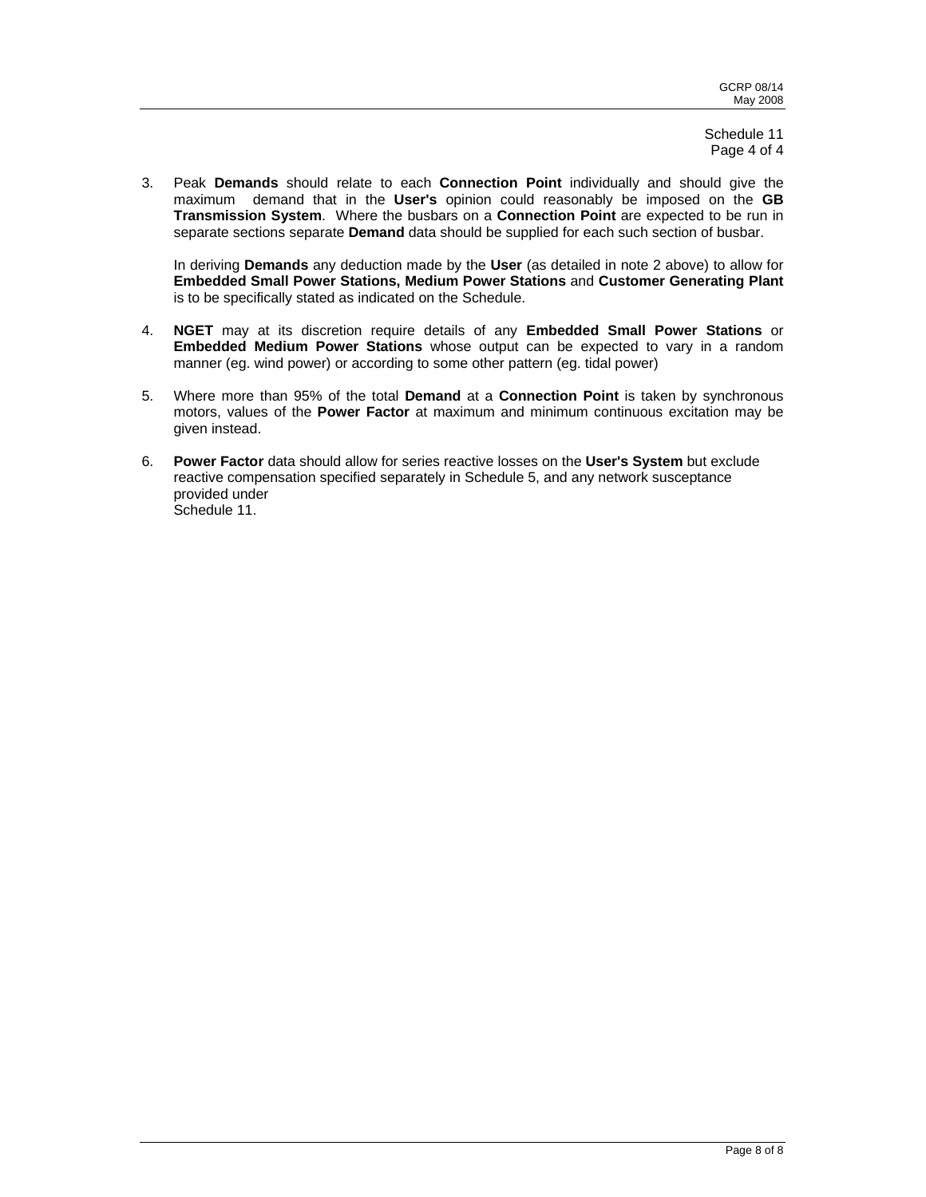Schedule 11
Page 4 of 4

3. Peak **Demands** should relate to each **Connection Point** individually and should give the maximum demand that in the **User's** opinion could reasonably be imposed on the **GB Transmission System**. Where the busbars on a **Connection Point** are expected to be run in separate sections separate **Demand** data should be supplied for each such section of busbar.

   In deriving **Demands** any deduction made by the **User** (as detailed in note 2 above) to allow for **Embedded Small Power Stations, Medium Power Stations** and **Customer Generating Plant** is to be specifically stated as indicated on the Schedule.

4. **NGET** may at its discretion require details of any **Embedded Small Power Stations** or **Embedded Medium Power Stations** whose output can be expected to vary in a random manner (eg. wind power) or according to some other pattern (eg. tidal power)

5. Where more than 95% of the total **Demand** at a **Connection Point** is taken by synchronous motors, values of the **Power Factor** at maximum and minimum continuous excitation may be given instead.

6. **Power Factor** data should allow for series reactive losses on the **User's System** but exclude reactive compensation specified separately in Schedule 5, and any network susceptance provided under Schedule 11.